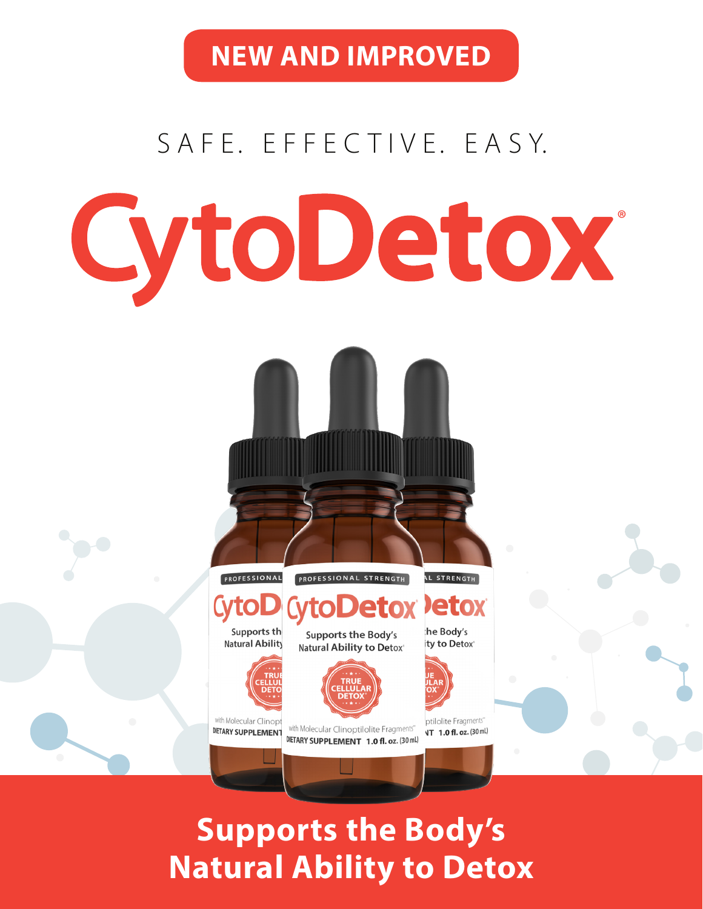NEW AND IMPROVED

SAFE. EFFECTIVE. EASY.

# CytoDetox®

PROFESSIONAL STRENGTH

CytoDetox®

Supports the Body's Natural Ability to Detox®

TRUE CELLULAR DETOX®

with Molecular Clinoptilolite Fragments™

DIETARY SUPPLEMENT 1.0 fl. oz. (30 mL)

## Supports the Body's Natural Ability to Detox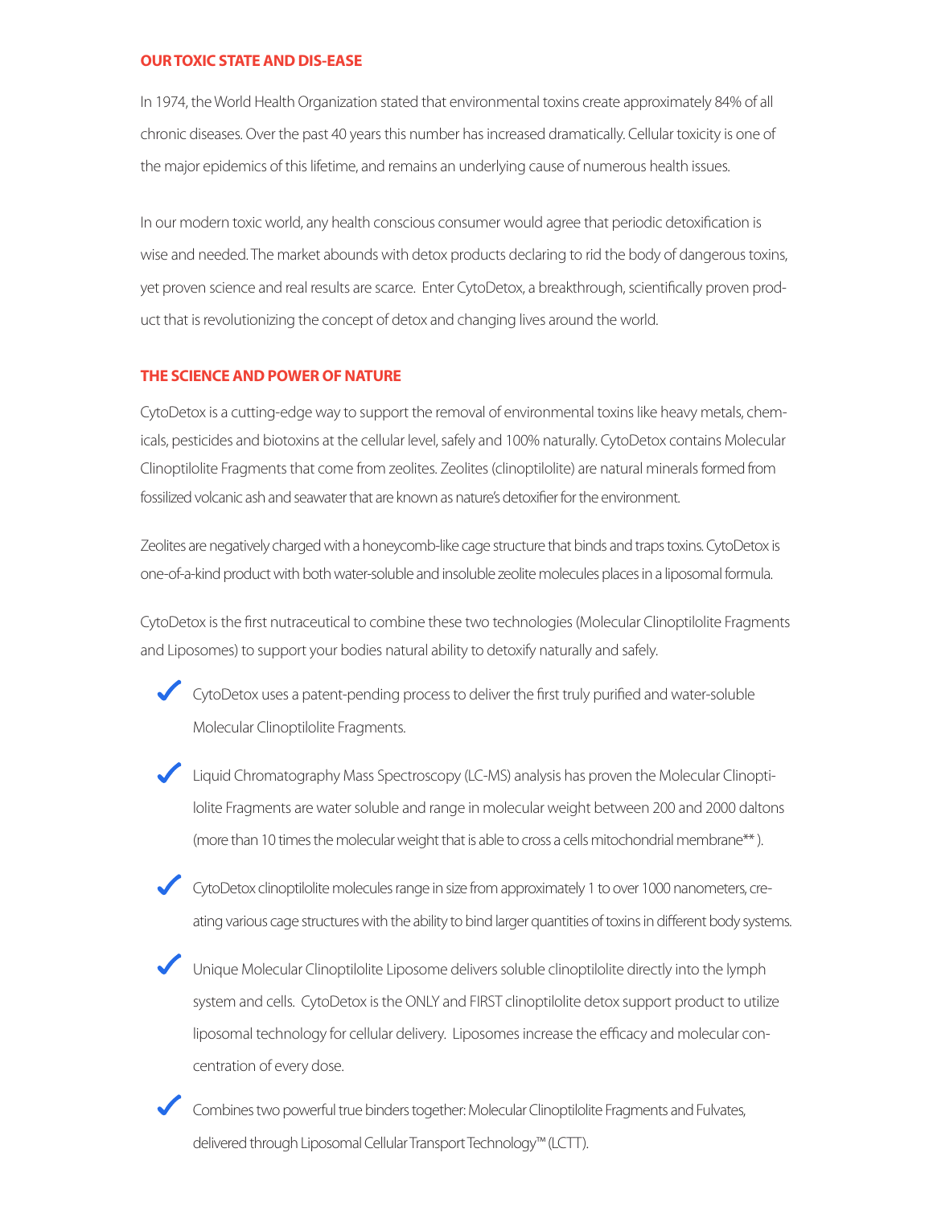## OUR TOXIC STATE AND DIS-EASE

In 1974, the World Health Organization stated that environmental toxins create approximately 84% of all chronic diseases. Over the past 40 years this number has increased dramatically. Cellular toxicity is one of the major epidemics of this lifetime, and remains an underlying cause of numerous health issues.

In our modern toxic world, any health conscious consumer would agree that periodic detoxification is wise and needed. The market abounds with detox products declaring to rid the body of dangerous toxins, yet proven science and real results are scarce. Enter CytoDetox, a breakthrough, scientifically proven product that is revolutionizing the concept of detox and changing lives around the world.

## THE SCIENCE AND POWER OF NATURE

CytoDetox is a cutting-edge way to support the removal of environmental toxins like heavy metals, chemicals, pesticides and biotoxins at the cellular level, safely and 100% naturally. CytoDetox contains Molecular Clinoptilolite Fragments that come from zeolites. Zeolites (clinoptilolite) are natural minerals formed from fossilized volcanic ash and seawater that are known as nature's detoxifier for the environment.

Zeolites are negatively charged with a honeycomb-like cage structure that binds and traps toxins. CytoDetox is one-of-a-kind product with both water-soluble and insoluble zeolite molecules places in a liposomal formula.

CytoDetox is the first nutraceutical to combine these two technologies (Molecular Clinoptilolite Fragments and Liposomes) to support your bodies natural ability to detoxify naturally and safely.

- ✔ CytoDetox uses a patent-pending process to deliver the first truly purified and water-soluble Molecular Clinoptilolite Fragments.
- ✔ Liquid Chromatography Mass Spectroscopy (LC-MS) analysis has proven the Molecular Clinoptilolite Fragments are water soluble and range in molecular weight between 200 and 2000 daltons (more than 10 times the molecular weight that is able to cross a cells mitochondrial membrane** ).
- ✔ CytoDetox clinoptilolite molecules range in size from approximately 1 to over 1000 nanometers, creating various cage structures with the ability to bind larger quantities of toxins in different body systems.
- ✔ Unique Molecular Clinoptilolite Liposome delivers soluble clinoptilolite directly into the lymph system and cells. CytoDetox is the ONLY and FIRST clinoptilolite detox support product to utilize liposomal technology for cellular delivery. Liposomes increase the efficacy and molecular concentration of every dose.
- ✔ Combines two powerful true binders together: Molecular Clinoptilolite Fragments and Fulvates, delivered through Liposomal Cellular Transport Technology™ (LCTT).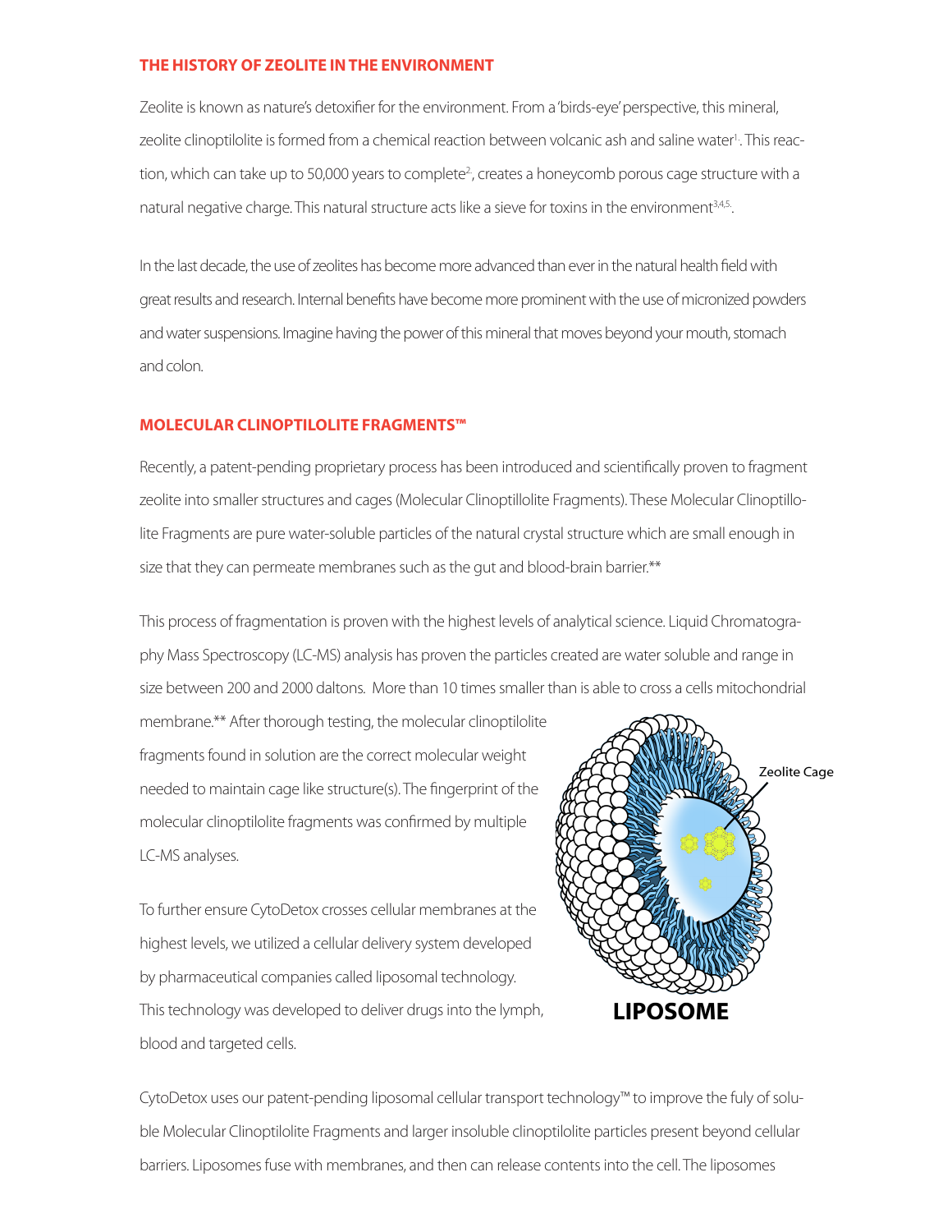## THE HISTORY OF ZEOLITE IN THE ENVIRONMENT

Zeolite is known as nature's detoxifier for the environment. From a 'birds-eye' perspective, this mineral, zeolite clinoptilolite is formed from a chemical reaction between volcanic ash and saline water[1]. This reaction, which can take up to 50,000 years to complete[2], creates a honeycomb porous cage structure with a natural negative charge. This natural structure acts like a sieve for toxins in the environment[3,4,5].

In the last decade, the use of zeolites has become more advanced than ever in the natural health field with great results and research. Internal benefits have become more prominent with the use of micronized powders and water suspensions. Imagine having the power of this mineral that moves beyond your mouth, stomach and colon.

## MOLECULAR CLINOPTILOLITE FRAGMENTS™

Recently, a patent-pending proprietary process has been introduced and scientifically proven to fragment zeolite into smaller structures and cages (Molecular Clinoptillolite Fragments). These Molecular Clinoptillolite Fragments are pure water-soluble particles of the natural crystal structure which are small enough in size that they can permeate membranes such as the gut and blood-brain barrier.**

This process of fragmentation is proven with the highest levels of analytical science. Liquid Chromatography Mass Spectroscopy (LC-MS) analysis has proven the particles created are water soluble and range in size between 200 and 2000 daltons. More than 10 times smaller than is able to cross a cells mitochondrial membrane.** After thorough testing, the molecular clinoptilolite fragments found in solution are the correct molecular weight needed to maintain cage like structure(s). The fingerprint of the molecular clinoptilolite fragments was confirmed by multiple LC-MS analyses.

Zeolite Cage

**LIPOSOME**

To further ensure CytoDetox crosses cellular membranes at the highest levels, we utilized a cellular delivery system developed by pharmaceutical companies called liposomal technology. This technology was developed to deliver drugs into the lymph, blood and targeted cells.

CytoDetox uses our patent-pending liposomal cellular transport technology™ to improve the fuly of soluble Molecular Clinoptilolite Fragments and larger insoluble clinoptilolite particles present beyond cellular barriers. Liposomes fuse with membranes, and then can release contents into the cell. The liposomes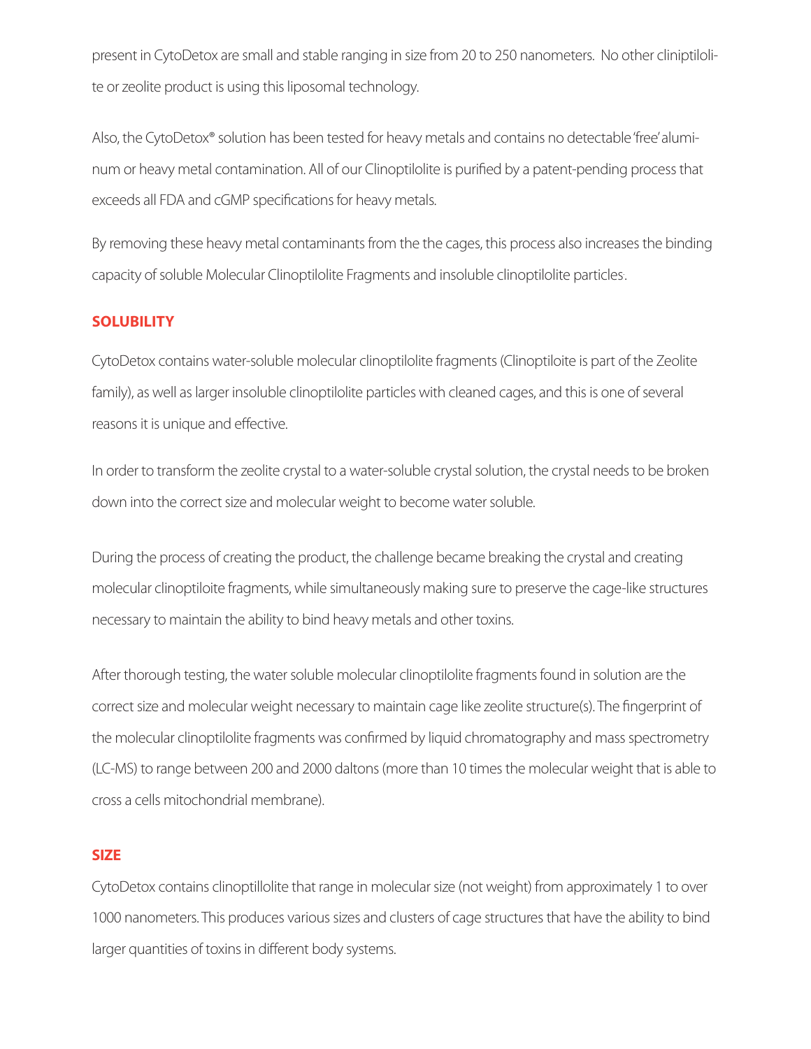present in CytoDetox are small and stable ranging in size from 20 to 250 nanometers. No other cliniptilolite or zeolite product is using this liposomal technology.

Also, the CytoDetox® solution has been tested for heavy metals and contains no detectable 'free' aluminum or heavy metal contamination. All of our Clinoptilolite is purified by a patent-pending process that exceeds all FDA and cGMP specifications for heavy metals.

By removing these heavy metal contaminants from the the cages, this process also increases the binding capacity of soluble Molecular Clinoptilolite Fragments and insoluble clinoptilolite particles.

## SOLUBILITY

CytoDetox contains water-soluble molecular clinoptilolite fragments (Clinoptiloite is part of the Zeolite family), as well as larger insoluble clinoptilolite particles with cleaned cages, and this is one of several reasons it is unique and effective.

In order to transform the zeolite crystal to a water-soluble crystal solution, the crystal needs to be broken down into the correct size and molecular weight to become water soluble.

During the process of creating the product, the challenge became breaking the crystal and creating molecular clinoptiloite fragments, while simultaneously making sure to preserve the cage-like structures necessary to maintain the ability to bind heavy metals and other toxins.

After thorough testing, the water soluble molecular clinoptilolite fragments found in solution are the correct size and molecular weight necessary to maintain cage like zeolite structure(s). The fingerprint of the molecular clinoptilolite fragments was confirmed by liquid chromatography and mass spectrometry (LC-MS) to range between 200 and 2000 daltons (more than 10 times the molecular weight that is able to cross a cells mitochondrial membrane).

## SIZE

CytoDetox contains clinoptillolite that range in molecular size (not weight) from approximately 1 to over 1000 nanometers. This produces various sizes and clusters of cage structures that have the ability to bind larger quantities of toxins in different body systems.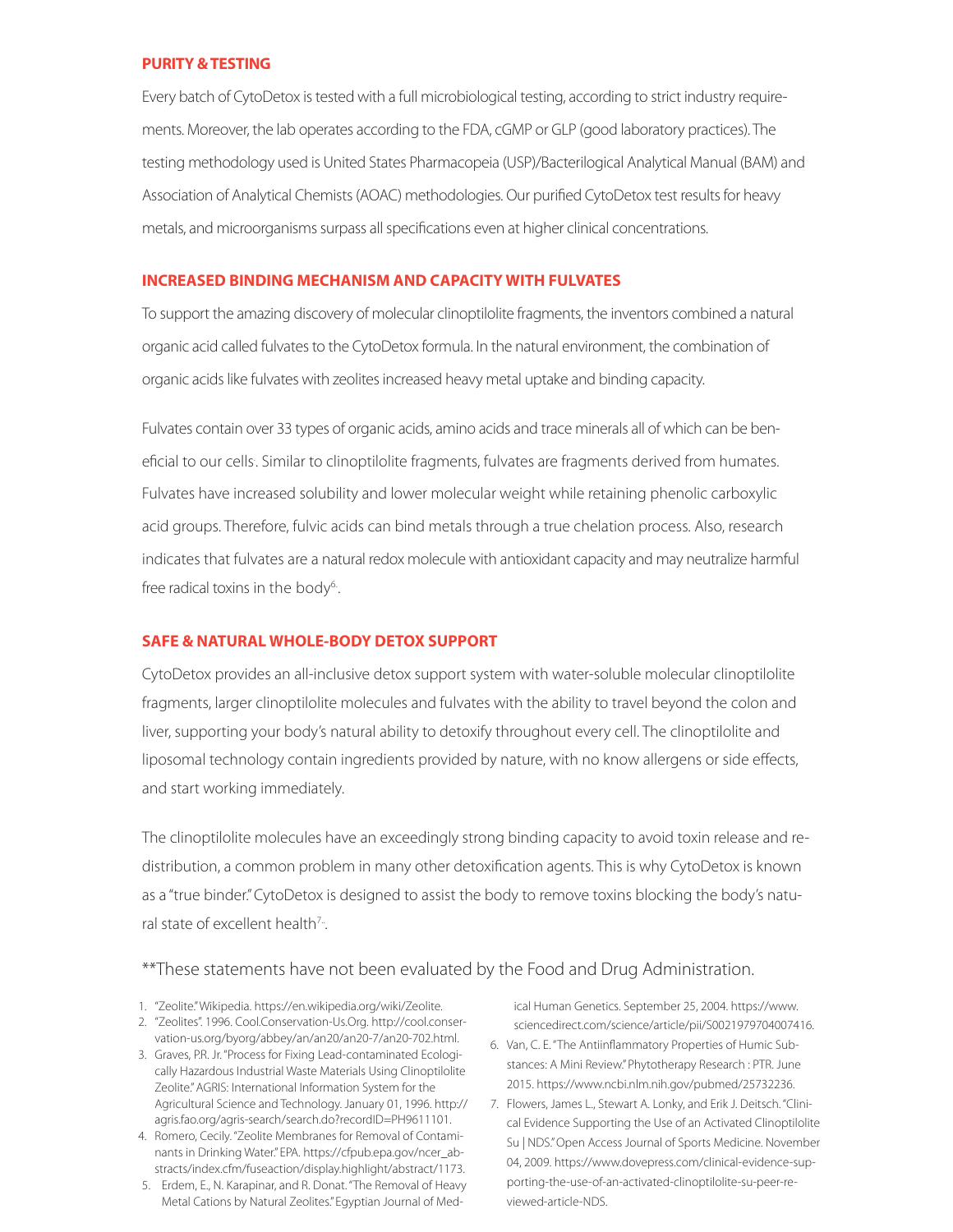## PURITY & TESTING

Every batch of CytoDetox is tested with a full microbiological testing, according to strict industry requirements. Moreover, the lab operates according to the FDA, cGMP or GLP (good laboratory practices). The testing methodology used is United States Pharmacopeia (USP)/Bacterilogical Analytical Manual (BAM) and Association of Analytical Chemists (AOAC) methodologies. Our purified CytoDetox test results for heavy metals, and microorganisms surpass all specifications even at higher clinical concentrations.

## INCREASED BINDING MECHANISM AND CAPACITY WITH FULVATES

To support the amazing discovery of molecular clinoptilolite fragments, the inventors combined a natural organic acid called fulvates to the CytoDetox formula. In the natural environment, the combination of organic acids like fulvates with zeolites increased heavy metal uptake and binding capacity.

Fulvates contain over 33 types of organic acids, amino acids and trace minerals all of which can be beneficial to our cells. Similar to clinoptilolite fragments, fulvates are fragments derived from humates. Fulvates have increased solubility and lower molecular weight while retaining phenolic carboxylic acid groups. Therefore, fulvic acids can bind metals through a true chelation process. Also, research indicates that fulvates are a natural redox molecule with antioxidant capacity and may neutralize harmful free radical toxins in the body[6].

## SAFE & NATURAL WHOLE-BODY DETOX SUPPORT

CytoDetox provides an all-inclusive detox support system with water-soluble molecular clinoptilolite fragments, larger clinoptilolite molecules and fulvates with the ability to travel beyond the colon and liver, supporting your body's natural ability to detoxify throughout every cell. The clinoptilolite and liposomal technology contain ingredients provided by nature, with no know allergens or side effects, and start working immediately.

The clinoptilolite molecules have an exceedingly strong binding capacity to avoid toxin release and redistribution, a common problem in many other detoxification agents. This is why CytoDetox is known as a "true binder." CytoDetox is designed to assist the body to remove toxins blocking the body's natural state of excellent health[7].

**These statements have not been evaluated by the Food and Drug Administration.

1. "Zeolite." Wikipedia. https://en.wikipedia.org/wiki/Zeolite.
2. "Zeolites". 1996. Cool.Conservation-Us.Org. http://cool.conservation-us.org/byorg/abbey/an/an20/an20-7/an20-702.html.
3. Graves, P.R. Jr. "Process for Fixing Lead-contaminated Ecologically Hazardous Industrial Waste Materials Using Clinoptilolite Zeolite." AGRIS: International Information System for the Agricultural Science and Technology. January 01, 1996. http://agris.fao.org/agris-search/search.do?recordID=PH9611101.
4. Romero, Cecily. "Zeolite Membranes for Removal of Contaminants in Drinking Water." EPA. https://cfpub.epa.gov/ncer_abstracts/index.cfm/fuseaction/display.highlight/abstract/1173.
5. Erdem, E., N. Karapinar, and R. Donat. "The Removal of Heavy Metal Cations by Natural Zeolites." Egyptian Journal of Medical Human Genetics. September 25, 2004. https://www.sciencedirect.com/science/article/pii/S0021979704007416.
6. Van, C. E. "The Antiinflammatory Properties of Humic Substances: A Mini Review." Phytotherapy Research : PTR. June 2015. https://www.ncbi.nlm.nih.gov/pubmed/25732236.
7. Flowers, James L., Stewart A. Lonky, and Erik J. Deitsch. "Clinical Evidence Supporting the Use of an Activated Clinoptilolite Su | NDS." Open Access Journal of Sports Medicine. November 04, 2009. https://www.dovepress.com/clinical-evidence-supporting-the-use-of-an-activated-clinoptilolite-su-peer-reviewed-article-NDS.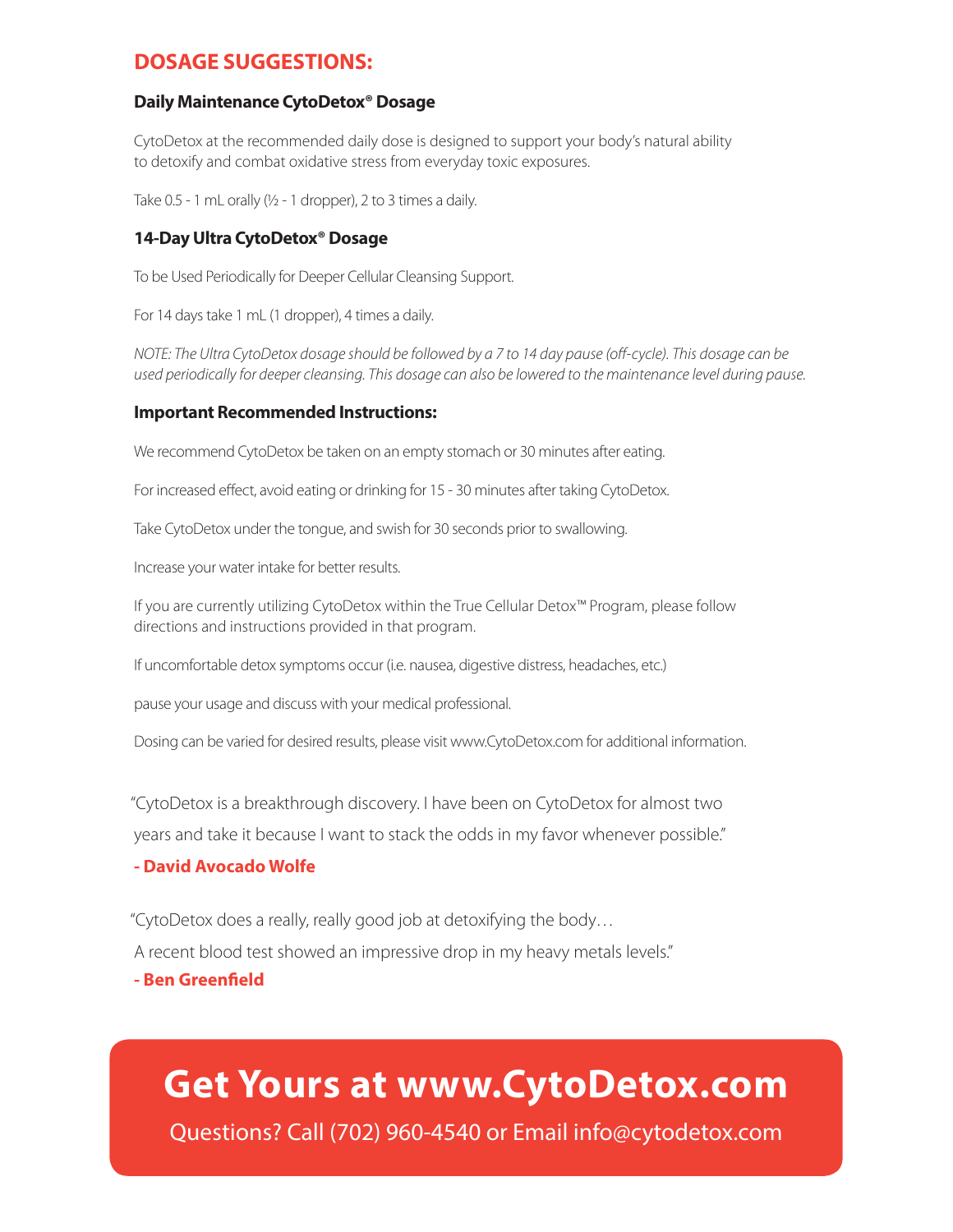## DOSAGE SUGGESTIONS:

### Daily Maintenance CytoDetox® Dosage

CytoDetox at the recommended daily dose is designed to support your body's natural ability to detoxify and combat oxidative stress from everyday toxic exposures.

Take 0.5 - 1 mL orally (½ - 1 dropper), 2 to 3 times a daily.

### 14-Day Ultra CytoDetox® Dosage

To be Used Periodically for Deeper Cellular Cleansing Support.

For 14 days take 1 mL (1 dropper), 4 times a daily.

*NOTE: The Ultra CytoDetox dosage should be followed by a 7 to 14 day pause (off-cycle). This dosage can be used periodically for deeper cleansing. This dosage can also be lowered to the maintenance level during pause.*

### Important Recommended Instructions:

We recommend CytoDetox be taken on an empty stomach or 30 minutes after eating.

For increased effect, avoid eating or drinking for 15 - 30 minutes after taking CytoDetox.

Take CytoDetox under the tongue, and swish for 30 seconds prior to swallowing.

Increase your water intake for better results.

If you are currently utilizing CytoDetox within the True Cellular Detox™ Program, please follow directions and instructions provided in that program.

If uncomfortable detox symptoms occur (i.e. nausea, digestive distress, headaches, etc.)

pause your usage and discuss with your medical professional.

Dosing can be varied for desired results, please visit www.CytoDetox.com for additional information.

"CytoDetox is a breakthrough discovery. I have been on CytoDetox for almost two years and take it because I want to stack the odds in my favor whenever possible."

**- David Avocado Wolfe**

"CytoDetox does a really, really good job at detoxifying the body… A recent blood test showed an impressive drop in my heavy metals levels."

**- Ben Greenfield**

## Get Yours at www.CytoDetox.com

Questions? Call (702) 960-4540 or Email info@cytodetox.com